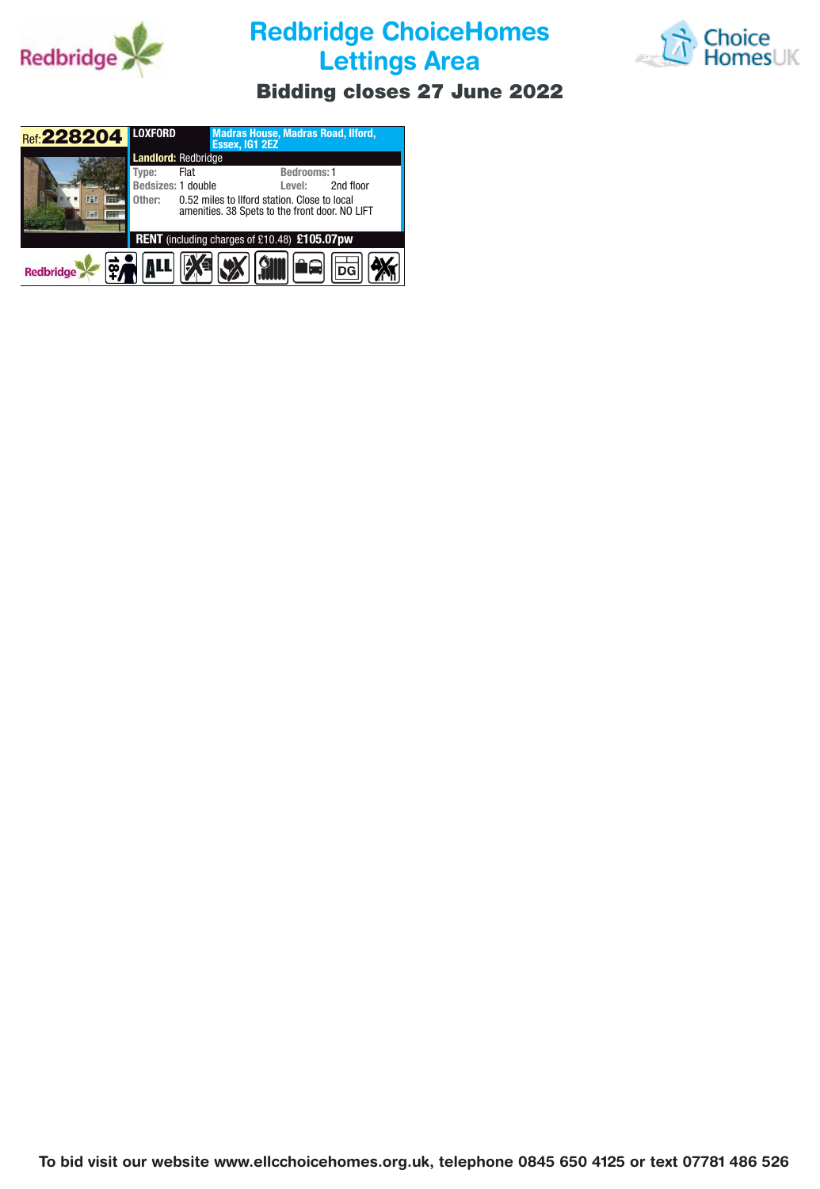# Redbridge ChoiceHomes Lettings Area

## Bidding closes 27 June 2022

**Ref: 228204**

**LOXFORD** — **Madras House, Madras Road, Ilford, Essex, IG1 2EZ**

**Landlord:** Redbridge

| | | | |
|---|---|---|---|
| Type: | Flat | Bedrooms: | 1 |
| Bedsizes: | 1 double | Level: | 2nd floor |

Other: 0.52 miles to Ilford station. Close to local amenities. 38 Spets to the front door. NO LIFT

**RENT** (including charges of £10.48) **£105.07pw**

Redbridge 18+ ALL DG

To bid visit our website www.ellcchoicehomes.org.uk, telephone 0845 650 4125 or text 07781 486 526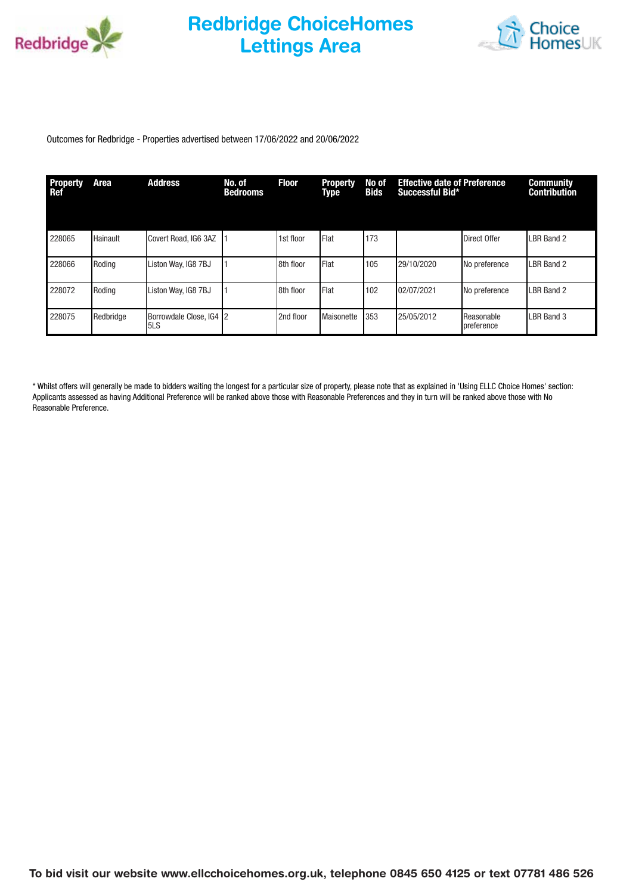# Redbridge ChoiceHomes Lettings Area

Outcomes for Redbridge - Properties advertised between 17/06/2022 and 20/06/2022

| Property Ref | Area | Address | No. of Bedrooms | Floor | Property Type | No of Bids | Effective date of Successful Bid* | Preference | Community Contribution |
|---|---|---|---|---|---|---|---|---|---|
| 228065 | Hainault | Covert Road, IG6 3AZ | 1 | 1st floor | Flat | 173 | | Direct Offer | LBR Band 2 |
| 228066 | Roding | Liston Way, IG8 7BJ | 1 | 8th floor | Flat | 105 | 29/10/2020 | No preference | LBR Band 2 |
| 228072 | Roding | Liston Way, IG8 7BJ | 1 | 8th floor | Flat | 102 | 02/07/2021 | No preference | LBR Band 2 |
| 228075 | Redbridge | Borrowdale Close, IG4 5LS | 2 | 2nd floor | Maisonette | 353 | 25/05/2012 | Reasonable preference | LBR Band 3 |

* Whilst offers will generally be made to bidders waiting the longest for a particular size of property, please note that as explained in 'Using ELLC Choice Homes' section: Applicants assessed as having Additional Preference will be ranked above those with Reasonable Preferences and they in turn will be ranked above those with No Reasonable Preference.

**To bid visit our website www.ellcchoicehomes.org.uk, telephone 0845 650 4125 or text 07781 486 526**